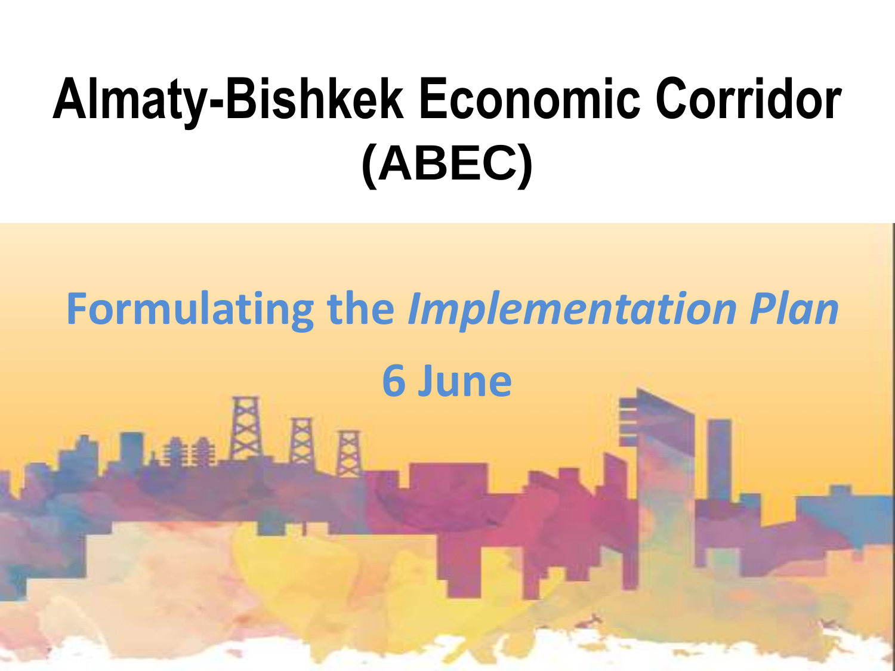# Almaty-Bishkek Economic Corridor (ABEC)

## Formulating the *Implementation Plan*

## 6 June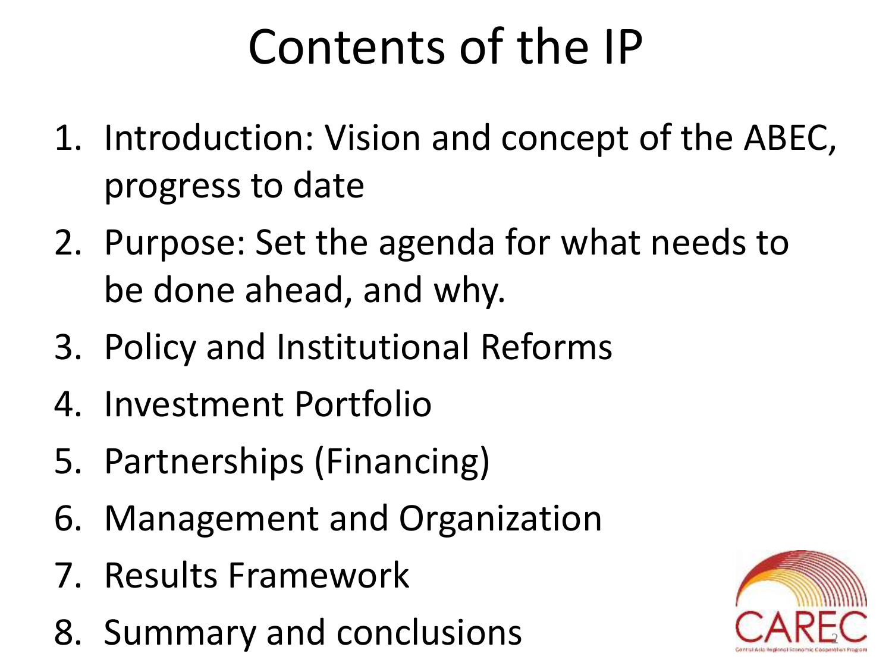# Contents of the IP

1. Introduction: Vision and concept of the ABEC, progress to date
2. Purpose: Set the agenda for what needs to be done ahead, and why.
3. Policy and Institutional Reforms
4. Investment Portfolio
5. Partnerships (Financing)
6. Management and Organization
7. Results Framework
8. Summary and conclusions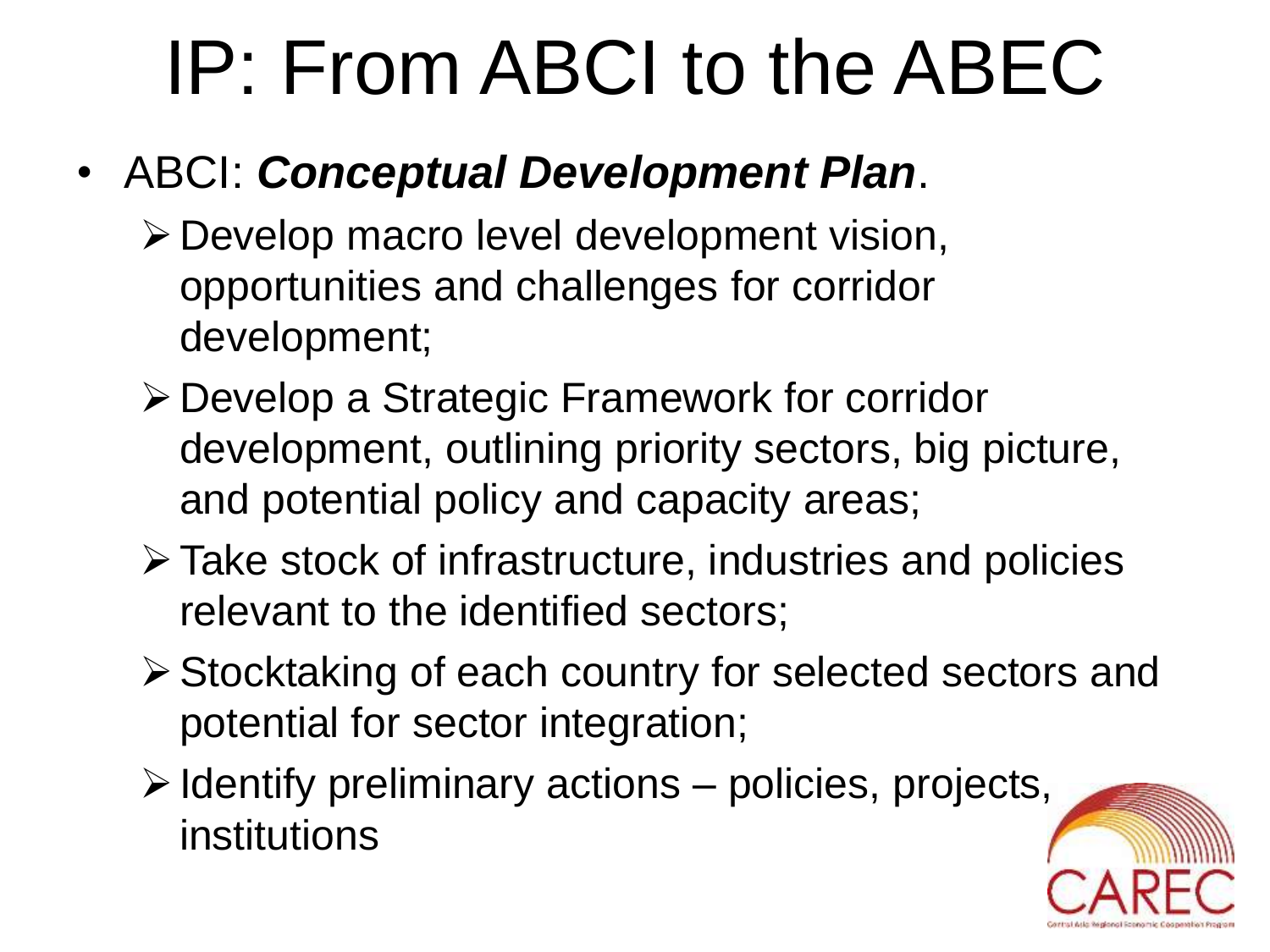# IP: From ABCI to the ABEC

- ABCI: ***Conceptual Development Plan***.
  - Develop macro level development vision, opportunities and challenges for corridor development;
  - Develop a Strategic Framework for corridor development, outlining priority sectors, big picture, and potential policy and capacity areas;
  - Take stock of infrastructure, industries and policies relevant to the identified sectors;
  - Stocktaking of each country for selected sectors and potential for sector integration;
  - Identify preliminary actions – policies, projects, institutions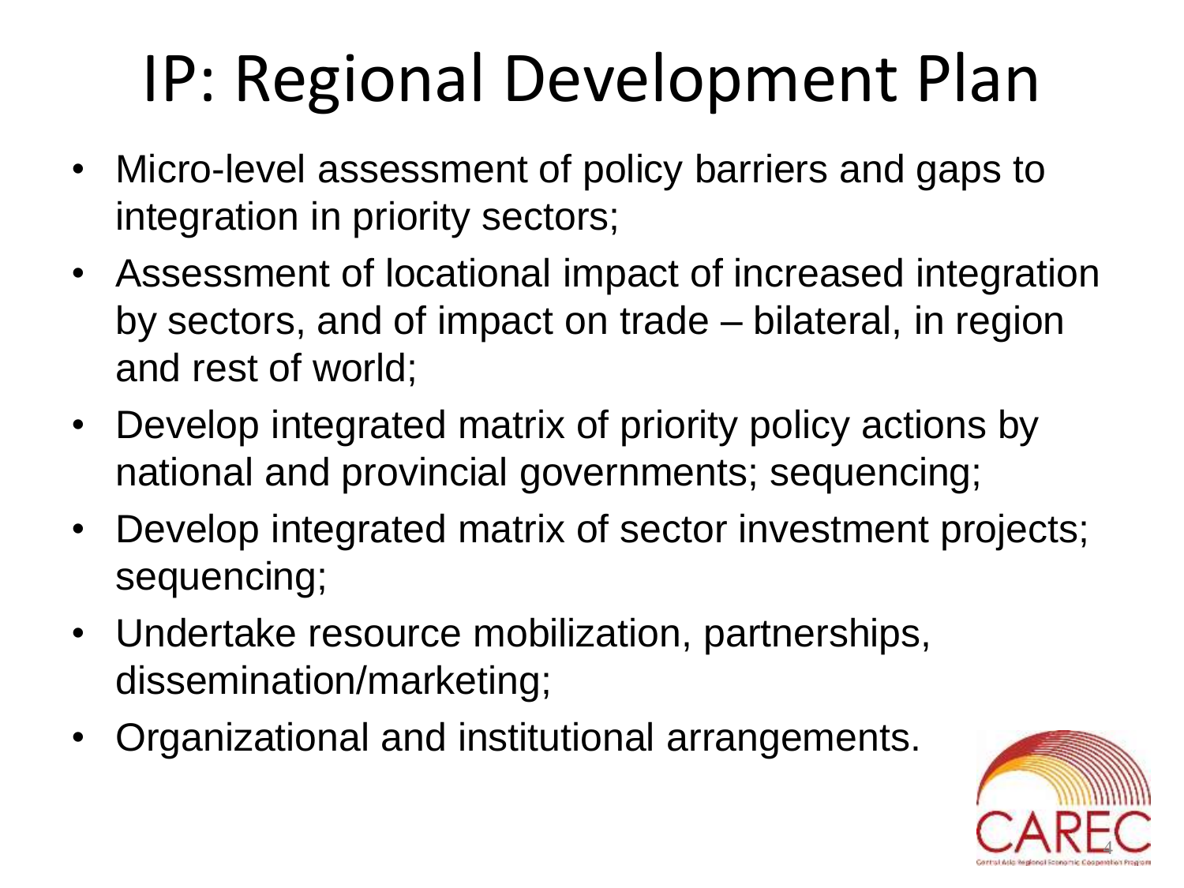# IP: Regional Development Plan

- Micro-level assessment of policy barriers and gaps to integration in priority sectors;
- Assessment of locational impact of increased integration by sectors, and of impact on trade – bilateral, in region and rest of world;
- Develop integrated matrix of priority policy actions by national and provincial governments; sequencing;
- Develop integrated matrix of sector investment projects; sequencing;
- Undertake resource mobilization, partnerships, dissemination/marketing;
- Organizational and institutional arrangements.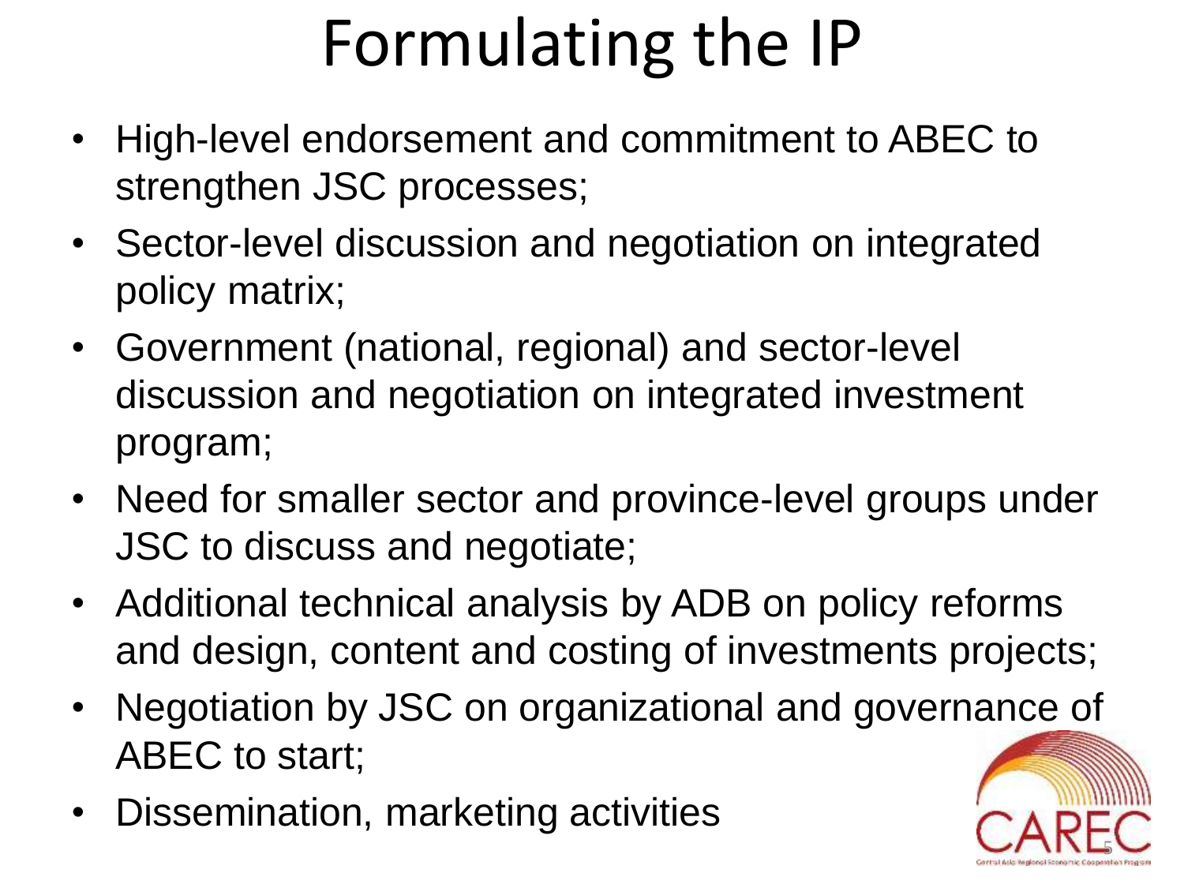# Formulating the IP

- High-level endorsement and commitment to ABEC to strengthen JSC processes;
- Sector-level discussion and negotiation on integrated policy matrix;
- Government (national, regional) and sector-level discussion and negotiation on integrated investment program;
- Need for smaller sector and province-level groups under JSC to discuss and negotiate;
- Additional technical analysis by ADB on policy reforms and design, content and costing of investments projects;
- Negotiation by JSC on organizational and governance of ABEC to start;
- Dissemination, marketing activities